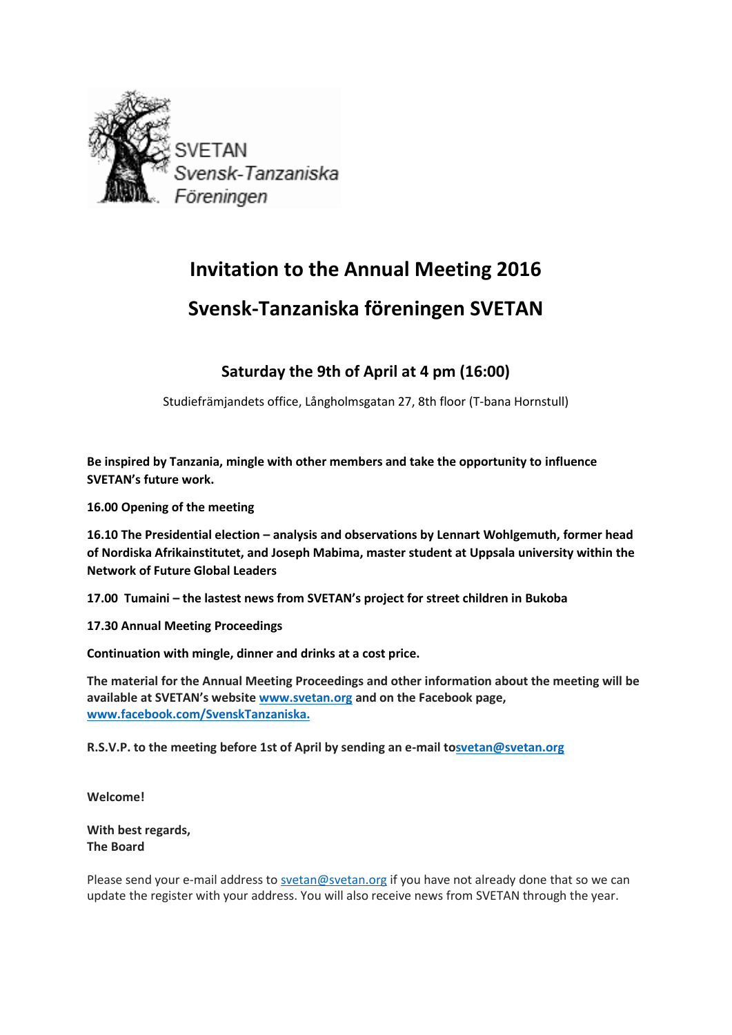SVETAN
Svensk-Tanzaniska
Föreningen

# Invitation to the Annual Meeting 2016

# Svensk-Tanzaniska föreningen SVETAN

### Saturday the 9th of April at 4 pm (16:00)

Studiefrämjandets office, Långholmsgatan 27, 8th floor (T-bana Hornstull)

**Be inspired by Tanzania, mingle with other members and take the opportunity to influence SVETAN's future work.**

**16.00 Opening of the meeting**

**16.10 The Presidential election – analysis and observations by Lennart Wohlgemuth, former head of Nordiska Afrikainstitutet, and Joseph Mabima, master student at Uppsala university within the Network of Future Global Leaders**

**17.00 Tumaini – the lastest news from SVETAN's project for street children in Bukoba**

**17.30 Annual Meeting Proceedings**

**Continuation with mingle, dinner and drinks at a cost price.**

**The material for the Annual Meeting Proceedings and other information about the meeting will be available at SVETAN's website [www.svetan.org](http://www.svetan.org) and on the Facebook page, [www.facebook.com/SvenskTanzaniska.](http://www.facebook.com/SvenskTanzaniska)**

**R.S.V.P. to the meeting before 1st of April by sending an e-mail to[svetan@svetan.org](mailto:svetan@svetan.org)**

**Welcome!**

**With best regards,**
**The Board**

Please send your e-mail address to [svetan@svetan.org](mailto:svetan@svetan.org) if you have not already done that so we can update the register with your address. You will also receive news from SVETAN through the year.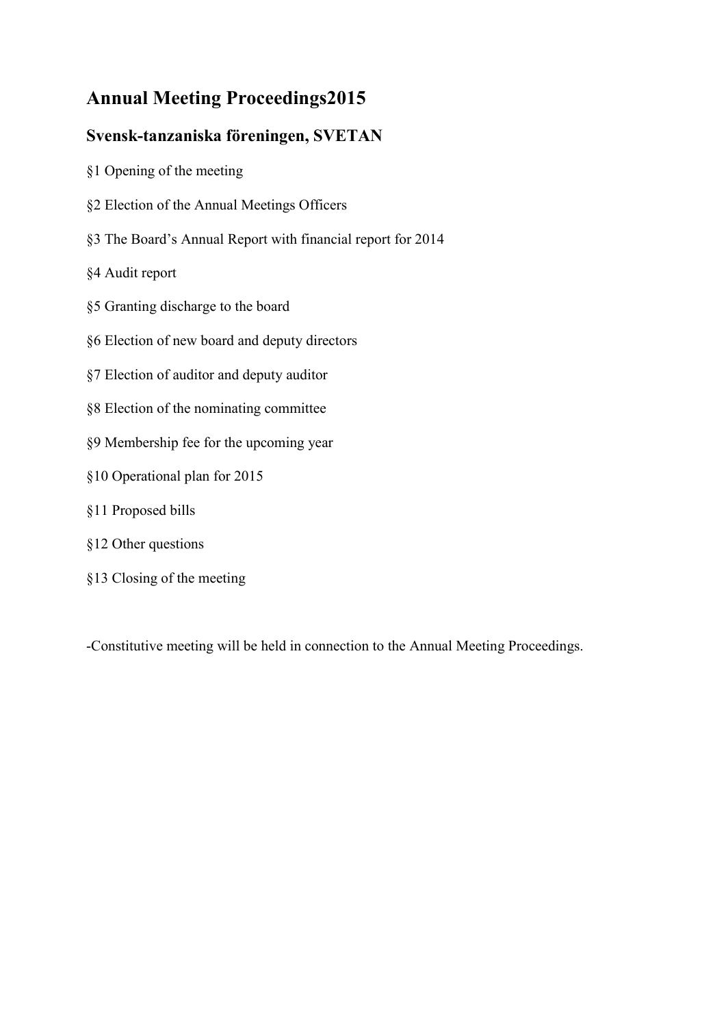# Annual Meeting Proceedings2015

## Svensk-tanzaniska föreningen, SVETAN

§1 Opening of the meeting

§2 Election of the Annual Meetings Officers

§3 The Board's Annual Report with financial report for 2014

§4 Audit report

§5 Granting discharge to the board

§6 Election of new board and deputy directors

§7 Election of auditor and deputy auditor

§8 Election of the nominating committee

§9 Membership fee for the upcoming year

§10 Operational plan for 2015

§11 Proposed bills

§12 Other questions

§13 Closing of the meeting

-Constitutive meeting will be held in connection to the Annual Meeting Proceedings.